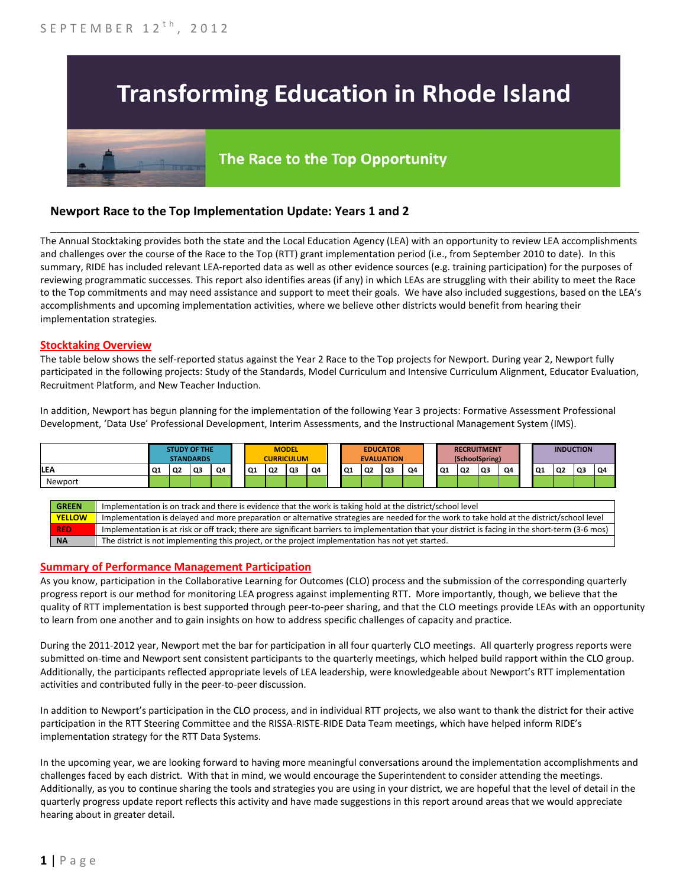SEPTEMBER 12th, 2012

# Transforming Education in Rhode Island

## The Race to the Top Opportunity

### Newport Race to the Top Implementation Update: Years 1 and 2

The Annual Stocktaking provides both the state and the Local Education Agency (LEA) with an opportunity to review LEA accomplishments and challenges over the course of the Race to the Top (RTT) grant implementation period (i.e., from September 2010 to date). In this summary, RIDE has included relevant LEA-reported data as well as other evidence sources (e.g. training participation) for the purposes of reviewing programmatic successes. This report also identifies areas (if any) in which LEAs are struggling with their ability to meet the Race to the Top commitments and may need assistance and support to meet their goals. We have also included suggestions, based on the LEA's accomplishments and upcoming implementation activities, where we believe other districts would benefit from hearing their implementation strategies.

#### Stocktaking Overview

The table below shows the self-reported status against the Year 2 Race to the Top projects for Newport. During year 2, Newport fully participated in the following projects: Study of the Standards, Model Curriculum and Intensive Curriculum Alignment, Educator Evaluation, Recruitment Platform, and New Teacher Induction.

In addition, Newport has begun planning for the implementation of the following Year 3 projects: Formative Assessment Professional Development, 'Data Use' Professional Development, Interim Assessments, and the Instructional Management System (IMS).

| | STUDY OF THE STANDARDS | | | | MODEL CURRICULUM | | | | EDUCATOR EVALUATION | | | | RECRUITMENT (SchoolSpring) | | | | INDUCTION | | | |
|---|---|---|---|---|---|---|---|---|---|---|---|---|---|---|---|---|---|---|---|---|
| LEA | Q1 | Q2 | Q3 | Q4 | Q1 | Q2 | Q3 | Q4 | Q1 | Q2 | Q3 | Q4 | Q1 | Q2 | Q3 | Q4 | Q1 | Q2 | Q3 | Q4 |
| Newport | GREEN | GREEN | GREEN | GREEN | GREEN | GREEN | GREEN | GREEN | GREEN | GREEN | GREEN | GREEN | GREEN | GREEN | GREEN | GREEN | GREEN | GREEN | GREEN | GREEN |

| | |
|---|---|
| GREEN | Implementation is on track and there is evidence that the work is taking hold at the district/school level |
| YELLOW | Implementation is delayed and more preparation or alternative strategies are needed for the work to take hold at the district/school level |
| RED | Implementation is at risk or off track; there are significant barriers to implementation that your district is facing in the short-term (3-6 mos) |
| NA | The district is not implementing this project, or the project implementation has not yet started. |

#### Summary of Performance Management Participation

As you know, participation in the Collaborative Learning for Outcomes (CLO) process and the submission of the corresponding quarterly progress report is our method for monitoring LEA progress against implementing RTT. More importantly, though, we believe that the quality of RTT implementation is best supported through peer-to-peer sharing, and that the CLO meetings provide LEAs with an opportunity to learn from one another and to gain insights on how to address specific challenges of capacity and practice.

During the 2011-2012 year, Newport met the bar for participation in all four quarterly CLO meetings. All quarterly progress reports were submitted on-time and Newport sent consistent participants to the quarterly meetings, which helped build rapport within the CLO group. Additionally, the participants reflected appropriate levels of LEA leadership, were knowledgeable about Newport's RTT implementation activities and contributed fully in the peer-to-peer discussion.

In addition to Newport's participation in the CLO process, and in individual RTT projects, we also want to thank the district for their active participation in the RTT Steering Committee and the RISSA-RISTE-RIDE Data Team meetings, which have helped inform RIDE's implementation strategy for the RTT Data Systems.

In the upcoming year, we are looking forward to having more meaningful conversations around the implementation accomplishments and challenges faced by each district. With that in mind, we would encourage the Superintendent to consider attending the meetings. Additionally, as you to continue sharing the tools and strategies you are using in your district, we are hopeful that the level of detail in the quarterly progress update report reflects this activity and have made suggestions in this report around areas that we would appreciate hearing about in greater detail.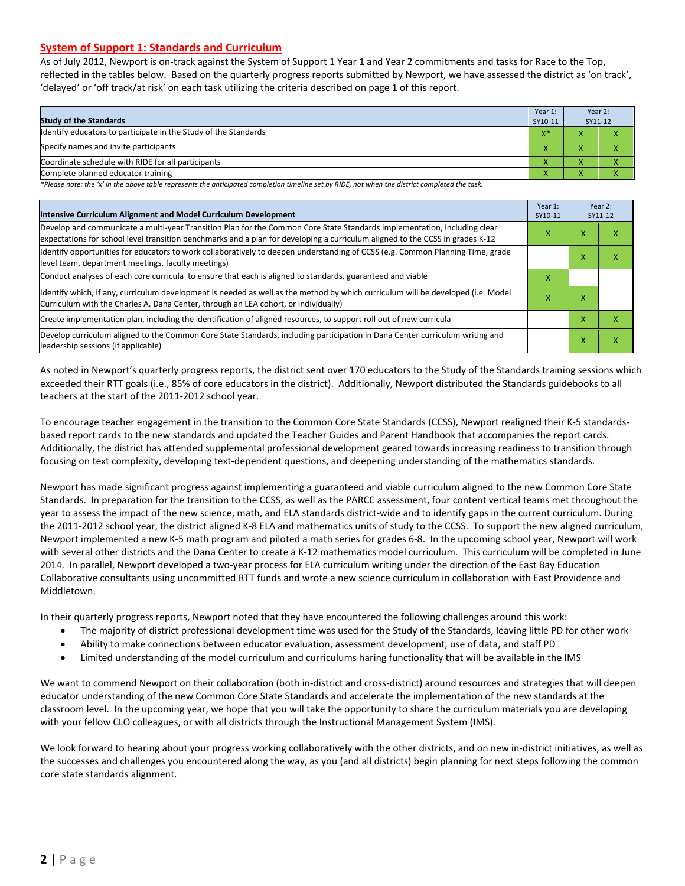## System of Support 1: Standards and Curriculum

As of July 2012, Newport is on-track against the System of Support 1 Year 1 and Year 2 commitments and tasks for Race to the Top, reflected in the tables below. Based on the quarterly progress reports submitted by Newport, we have assessed the district as 'on track', 'delayed' or 'off track/at risk' on each task utilizing the criteria described on page 1 of this report.

| Study of the Standards | Year 1: SY10-11 | Year 2: SY11-12 | |
|---|---|---|---|
| Identify educators to participate in the Study of the Standards | X* | X | X |
| Specify names and invite participants | X | X | X |
| Coordinate schedule with RIDE for all participants | X | X | X |
| Complete planned educator training | X | X | X |

*Please note: the 'x' in the above table represents the anticipated completion timeline set by RIDE, not when the district completed the task.*

| Intensive Curriculum Alignment and Model Curriculum Development | Year 1: SY10-11 | Year 2: SY11-12 | |
|---|---|---|---|
| Develop and communicate a multi-year Transition Plan for the Common Core State Standards implementation, including clear expectations for school level transition benchmarks and a plan for developing a curriculum aligned to the CCSS in grades K-12 | X | X | X |
| Identify opportunities for educators to work collaboratively to deepen understanding of CCSS (e.g. Common Planning Time, grade level team, department meetings, faculty meetings) | | X | X |
| Conduct analyses of each core curricula to ensure that each is aligned to standards, guaranteed and viable | X | | |
| Identify which, if any, curriculum development is needed as well as the method by which curriculum will be developed (i.e. Model Curriculum with the Charles A. Dana Center, through an LEA cohort, or individually) | X | X | |
| Create implementation plan, including the identification of aligned resources, to support roll out of new curricula | | X | X |
| Develop curriculum aligned to the Common Core State Standards, including participation in Dana Center curriculum writing and leadership sessions (if applicable) | | X | X |

As noted in Newport's quarterly progress reports, the district sent over 170 educators to the Study of the Standards training sessions which exceeded their RTT goals (i.e., 85% of core educators in the district). Additionally, Newport distributed the Standards guidebooks to all teachers at the start of the 2011-2012 school year.

To encourage teacher engagement in the transition to the Common Core State Standards (CCSS), Newport realigned their K-5 standards-based report cards to the new standards and updated the Teacher Guides and Parent Handbook that accompanies the report cards. Additionally, the district has attended supplemental professional development geared towards increasing readiness to transition through focusing on text complexity, developing text-dependent questions, and deepening understanding of the mathematics standards.

Newport has made significant progress against implementing a guaranteed and viable curriculum aligned to the new Common Core State Standards. In preparation for the transition to the CCSS, as well as the PARCC assessment, four content vertical teams met throughout the year to assess the impact of the new science, math, and ELA standards district-wide and to identify gaps in the current curriculum. During the 2011-2012 school year, the district aligned K-8 ELA and mathematics units of study to the CCSS. To support the new aligned curriculum, Newport implemented a new K-5 math program and piloted a math series for grades 6-8. In the upcoming school year, Newport will work with several other districts and the Dana Center to create a K-12 mathematics model curriculum. This curriculum will be completed in June 2014. In parallel, Newport developed a two-year process for ELA curriculum writing under the direction of the East Bay Education Collaborative consultants using uncommitted RTT funds and wrote a new science curriculum in collaboration with East Providence and Middletown.

In their quarterly progress reports, Newport noted that they have encountered the following challenges around this work:

- The majority of district professional development time was used for the Study of the Standards, leaving little PD for other work
- Ability to make connections between educator evaluation, assessment development, use of data, and staff PD
- Limited understanding of the model curriculum and curriculums haring functionality that will be available in the IMS

We want to commend Newport on their collaboration (both in-district and cross-district) around resources and strategies that will deepen educator understanding of the new Common Core State Standards and accelerate the implementation of the new standards at the classroom level. In the upcoming year, we hope that you will take the opportunity to share the curriculum materials you are developing with your fellow CLO colleagues, or with all districts through the Instructional Management System (IMS).

We look forward to hearing about your progress working collaboratively with the other districts, and on new in-district initiatives, as well as the successes and challenges you encountered along the way, as you (and all districts) begin planning for next steps following the common core state standards alignment.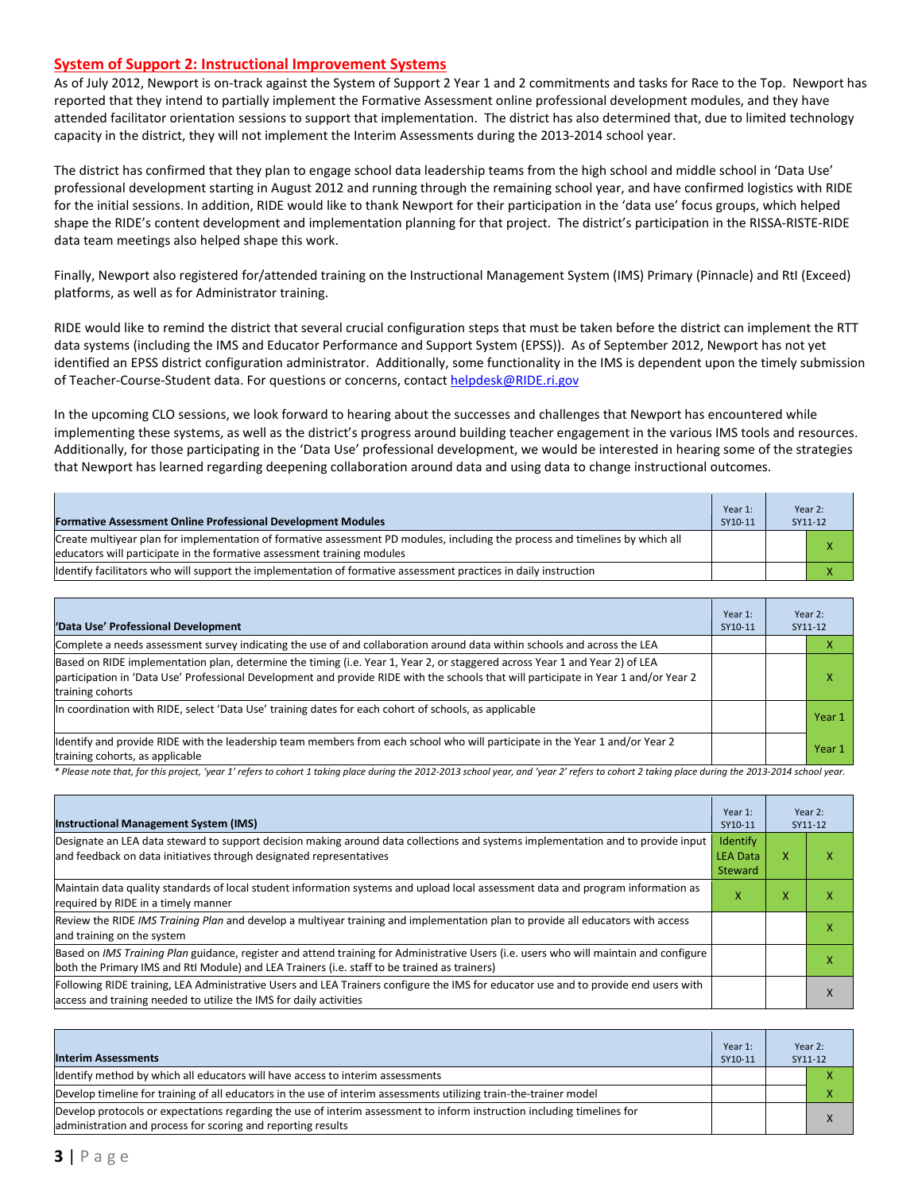## System of Support 2: Instructional Improvement Systems

As of July 2012, Newport is on-track against the System of Support 2 Year 1 and 2 commitments and tasks for Race to the Top. Newport has reported that they intend to partially implement the Formative Assessment online professional development modules, and they have attended facilitator orientation sessions to support that implementation. The district has also determined that, due to limited technology capacity in the district, they will not implement the Interim Assessments during the 2013-2014 school year.

The district has confirmed that they plan to engage school data leadership teams from the high school and middle school in 'Data Use' professional development starting in August 2012 and running through the remaining school year, and have confirmed logistics with RIDE for the initial sessions. In addition, RIDE would like to thank Newport for their participation in the 'data use' focus groups, which helped shape the RIDE's content development and implementation planning for that project. The district's participation in the RISSA-RISTE-RIDE data team meetings also helped shape this work.

Finally, Newport also registered for/attended training on the Instructional Management System (IMS) Primary (Pinnacle) and RtI (Exceed) platforms, as well as for Administrator training.

RIDE would like to remind the district that several crucial configuration steps that must be taken before the district can implement the RTT data systems (including the IMS and Educator Performance and Support System (EPSS)). As of September 2012, Newport has not yet identified an EPSS district configuration administrator. Additionally, some functionality in the IMS is dependent upon the timely submission of Teacher-Course-Student data. For questions or concerns, contact helpdesk@RIDE.ri.gov

In the upcoming CLO sessions, we look forward to hearing about the successes and challenges that Newport has encountered while implementing these systems, as well as the district's progress around building teacher engagement in the various IMS tools and resources. Additionally, for those participating in the 'Data Use' professional development, we would be interested in hearing some of the strategies that Newport has learned regarding deepening collaboration around data and using data to change instructional outcomes.

| Formative Assessment Online Professional Development Modules | Year 1: SY10-11 | Year 2: SY11-12 | |
|---|---|---|---|
| Create multiyear plan for implementation of formative assessment PD modules, including the process and timelines by which all educators will participate in the formative assessment training modules | | | X |
| Identify facilitators who will support the implementation of formative assessment practices in daily instruction | | | X |

| 'Data Use' Professional Development | Year 1: SY10-11 | Year 2: SY11-12 | |
|---|---|---|---|
| Complete a needs assessment survey indicating the use of and collaboration around data within schools and across the LEA | | | X |
| Based on RIDE implementation plan, determine the timing (i.e. Year 1, Year 2, or staggered across Year 1 and Year 2) of LEA participation in 'Data Use' Professional Development and provide RIDE with the schools that will participate in Year 1 and/or Year 2 training cohorts | | | X |
| In coordination with RIDE, select 'Data Use' training dates for each cohort of schools, as applicable | | | Year 1 |
| Identify and provide RIDE with the leadership team members from each school who will participate in the Year 1 and/or Year 2 training cohorts, as applicable | | | Year 1 |

*\* Please note that, for this project, 'year 1' refers to cohort 1 taking place during the 2012-2013 school year, and 'year 2' refers to cohort 2 taking place during the 2013-2014 school year.*

| Instructional Management System (IMS) | Year 1: SY10-11 | Year 2: SY11-12 | |
|---|---|---|---|
| Designate an LEA data steward to support decision making around data collections and systems implementation and to provide input and feedback on data initiatives through designated representatives | Identify LEA Data Steward | X | X |
| Maintain data quality standards of local student information systems and upload local assessment data and program information as required by RIDE in a timely manner | X | X | X |
| Review the RIDE *IMS Training Plan* and develop a multiyear training and implementation plan to provide all educators with access and training on the system | | | X |
| Based on *IMS Training Plan* guidance, register and attend training for Administrative Users (i.e. users who will maintain and configure both the Primary IMS and RtI Module) and LEA Trainers (i.e. staff to be trained as trainers) | | | X |
| Following RIDE training, LEA Administrative Users and LEA Trainers configure the IMS for educator use and to provide end users with access and training needed to utilize the IMS for daily activities | | | X |

| Interim Assessments | Year 1: SY10-11 | Year 2: SY11-12 | |
|---|---|---|---|
| Identify method by which all educators will have access to interim assessments | | | X |
| Develop timeline for training of all educators in the use of interim assessments utilizing train-the-trainer model | | | X |
| Develop protocols or expectations regarding the use of interim assessment to inform instruction including timelines for administration and process for scoring and reporting results | | | X |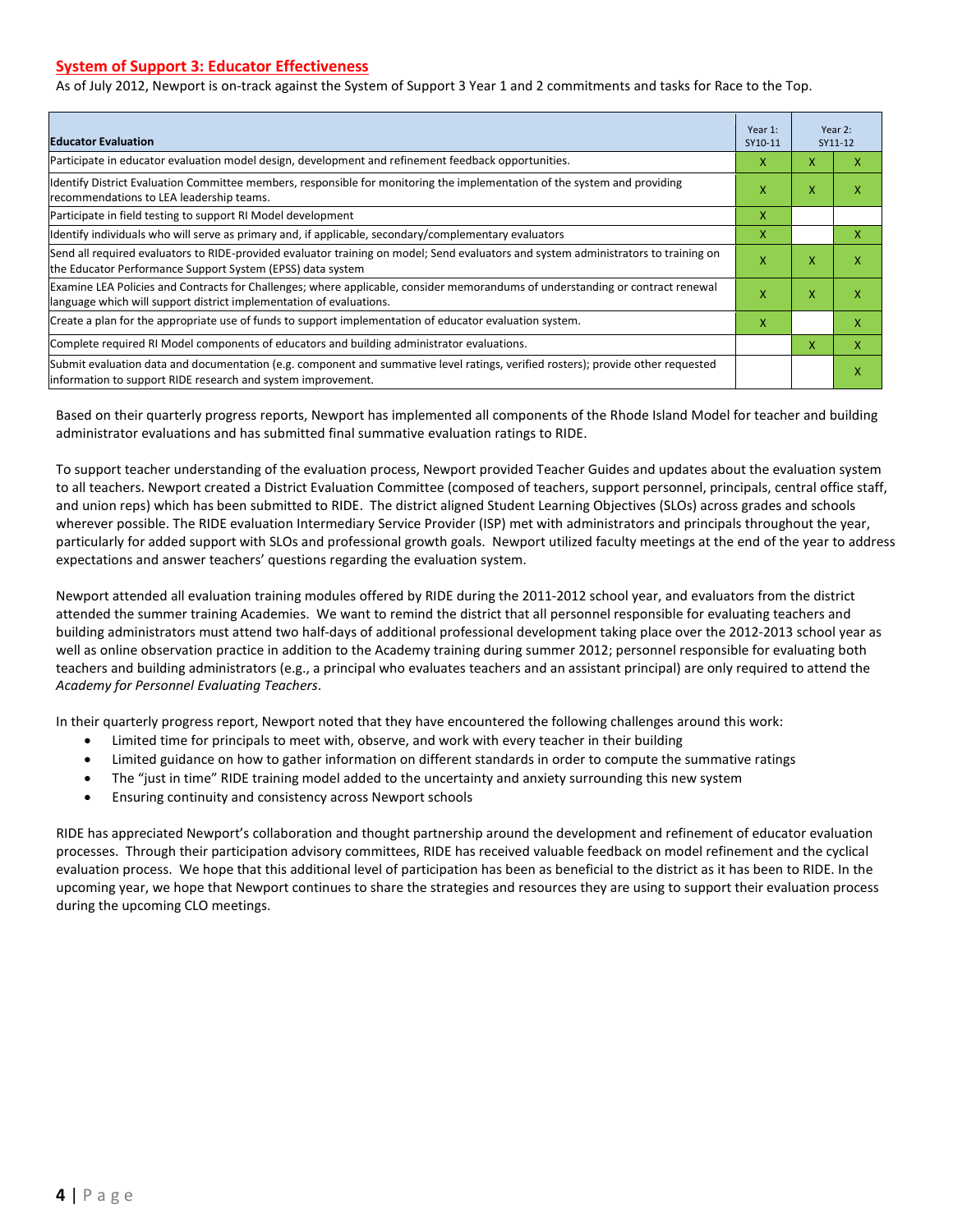## System of Support 3: Educator Effectiveness

As of July 2012, Newport is on-track against the System of Support 3 Year 1 and 2 commitments and tasks for Race to the Top.

| Educator Evaluation | Year 1: SY10-11 | Year 2: SY11-12 | |
|---|---|---|---|
| Participate in educator evaluation model design, development and refinement feedback opportunities. | X | X | X |
| Identify District Evaluation Committee members, responsible for monitoring the implementation of the system and providing recommendations to LEA leadership teams. | X | X | X |
| Participate in field testing to support RI Model development | X | | |
| Identify individuals who will serve as primary and, if applicable, secondary/complementary evaluators | X | | X |
| Send all required evaluators to RIDE-provided evaluator training on model; Send evaluators and system administrators to training on the Educator Performance Support System (EPSS) data system | X | X | X |
| Examine LEA Policies and Contracts for Challenges; where applicable, consider memorandums of understanding or contract renewal language which will support district implementation of evaluations. | X | X | X |
| Create a plan for the appropriate use of funds to support implementation of educator evaluation system. | X | | X |
| Complete required RI Model components of educators and building administrator evaluations. | | X | X |
| Submit evaluation data and documentation (e.g. component and summative level ratings, verified rosters); provide other requested information to support RIDE research and system improvement. | | | X |

Based on their quarterly progress reports, Newport has implemented all components of the Rhode Island Model for teacher and building administrator evaluations and has submitted final summative evaluation ratings to RIDE.

To support teacher understanding of the evaluation process, Newport provided Teacher Guides and updates about the evaluation system to all teachers. Newport created a District Evaluation Committee (composed of teachers, support personnel, principals, central office staff, and union reps) which has been submitted to RIDE. The district aligned Student Learning Objectives (SLOs) across grades and schools wherever possible. The RIDE evaluation Intermediary Service Provider (ISP) met with administrators and principals throughout the year, particularly for added support with SLOs and professional growth goals. Newport utilized faculty meetings at the end of the year to address expectations and answer teachers' questions regarding the evaluation system.

Newport attended all evaluation training modules offered by RIDE during the 2011-2012 school year, and evaluators from the district attended the summer training Academies. We want to remind the district that all personnel responsible for evaluating teachers and building administrators must attend two half-days of additional professional development taking place over the 2012-2013 school year as well as online observation practice in addition to the Academy training during summer 2012; personnel responsible for evaluating both teachers and building administrators (e.g., a principal who evaluates teachers and an assistant principal) are only required to attend the *Academy for Personnel Evaluating Teachers*.

In their quarterly progress report, Newport noted that they have encountered the following challenges around this work:

- Limited time for principals to meet with, observe, and work with every teacher in their building
- Limited guidance on how to gather information on different standards in order to compute the summative ratings
- The "just in time" RIDE training model added to the uncertainty and anxiety surrounding this new system
- Ensuring continuity and consistency across Newport schools

RIDE has appreciated Newport's collaboration and thought partnership around the development and refinement of educator evaluation processes. Through their participation advisory committees, RIDE has received valuable feedback on model refinement and the cyclical evaluation process. We hope that this additional level of participation has been as beneficial to the district as it has been to RIDE. In the upcoming year, we hope that Newport continues to share the strategies and resources they are using to support their evaluation process during the upcoming CLO meetings.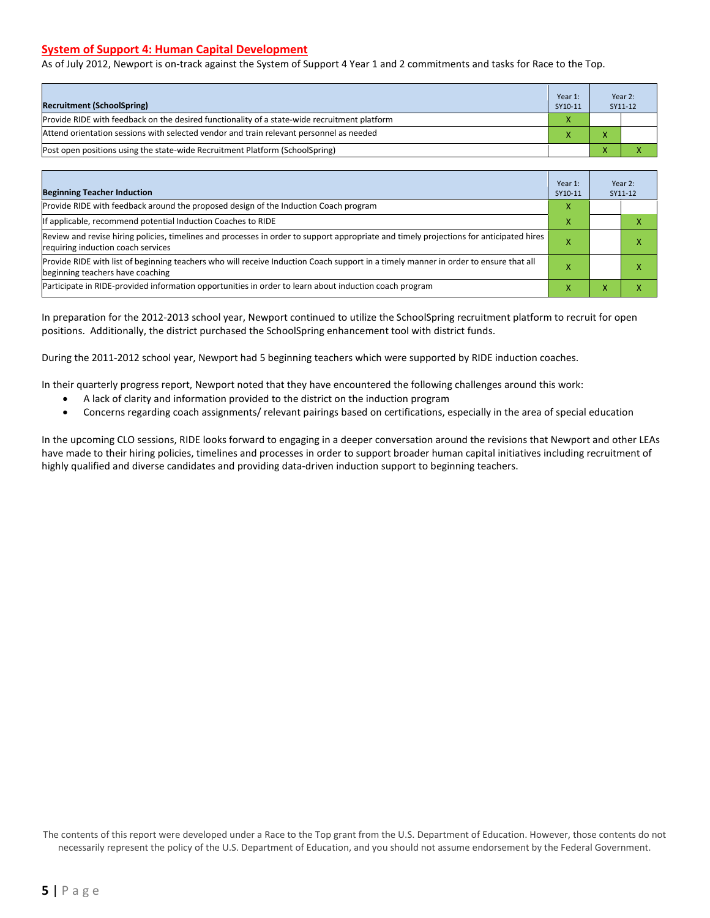## System of Support 4: Human Capital Development

As of July 2012, Newport is on-track against the System of Support 4 Year 1 and 2 commitments and tasks for Race to the Top.

| Recruitment (SchoolSpring) | Year 1: SY10-11 | Year 2: SY11-12 | |
|---|---|---|---|
| Provide RIDE with feedback on the desired functionality of a state-wide recruitment platform | X | | |
| Attend orientation sessions with selected vendor and train relevant personnel as needed | X | X | |
| Post open positions using the state-wide Recruitment Platform (SchoolSpring) | | X | X |

| Beginning Teacher Induction | Year 1: SY10-11 | Year 2: SY11-12 | |
|---|---|---|---|
| Provide RIDE with feedback around the proposed design of the Induction Coach program | X | | |
| If applicable, recommend potential Induction Coaches to RIDE | X | | X |
| Review and revise hiring policies, timelines and processes in order to support appropriate and timely projections for anticipated hires requiring induction coach services | X | | X |
| Provide RIDE with list of beginning teachers who will receive Induction Coach support in a timely manner in order to ensure that all beginning teachers have coaching | X | | X |
| Participate in RIDE-provided information opportunities in order to learn about induction coach program | X | X | X |

In preparation for the 2012-2013 school year, Newport continued to utilize the SchoolSpring recruitment platform to recruit for open positions. Additionally, the district purchased the SchoolSpring enhancement tool with district funds.

During the 2011-2012 school year, Newport had 5 beginning teachers which were supported by RIDE induction coaches.

In their quarterly progress report, Newport noted that they have encountered the following challenges around this work:

- A lack of clarity and information provided to the district on the induction program
- Concerns regarding coach assignments/ relevant pairings based on certifications, especially in the area of special education

In the upcoming CLO sessions, RIDE looks forward to engaging in a deeper conversation around the revisions that Newport and other LEAs have made to their hiring policies, timelines and processes in order to support broader human capital initiatives including recruitment of highly qualified and diverse candidates and providing data-driven induction support to beginning teachers.

The contents of this report were developed under a Race to the Top grant from the U.S. Department of Education. However, those contents do not necessarily represent the policy of the U.S. Department of Education, and you should not assume endorsement by the Federal Government.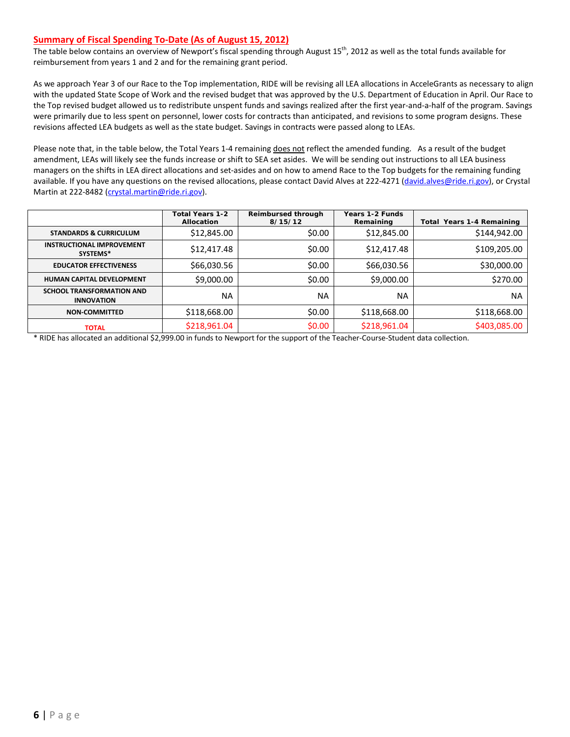## Summary of Fiscal Spending To-Date (As of August 15, 2012)

The table below contains an overview of Newport's fiscal spending through August 15th, 2012 as well as the total funds available for reimbursement from years 1 and 2 and for the remaining grant period.

As we approach Year 3 of our Race to the Top implementation, RIDE will be revising all LEA allocations in AcceleGrants as necessary to align with the updated State Scope of Work and the revised budget that was approved by the U.S. Department of Education in April. Our Race to the Top revised budget allowed us to redistribute unspent funds and savings realized after the first year-and-a-half of the program. Savings were primarily due to less spent on personnel, lower costs for contracts than anticipated, and revisions to some program designs. These revisions affected LEA budgets as well as the state budget. Savings in contracts were passed along to LEAs.

Please note that, in the table below, the Total Years 1-4 remaining does not reflect the amended funding. As a result of the budget amendment, LEAs will likely see the funds increase or shift to SEA set asides. We will be sending out instructions to all LEA business managers on the shifts in LEA direct allocations and set-asides and on how to amend Race to the Top budgets for the remaining funding available. If you have any questions on the revised allocations, please contact David Alves at 222-4271 (david.alves@ride.ri.gov), or Crystal Martin at 222-8482 (crystal.martin@ride.ri.gov).

| | Total Years 1-2 Allocation | Reimbursed through 8/15/12 | Years 1-2 Funds Remaining | Total Years 1-4 Remaining |
|---|---|---|---|---|
| **STANDARDS & CURRICULUM** | $12,845.00 | $0.00 | $12,845.00 | $144,942.00 |
| **INSTRUCTIONAL IMPROVEMENT SYSTEMS*** | $12,417.48 | $0.00 | $12,417.48 | $109,205.00 |
| **EDUCATOR EFFECTIVENESS** | $66,030.56 | $0.00 | $66,030.56 | $30,000.00 |
| **HUMAN CAPITAL DEVELOPMENT** | $9,000.00 | $0.00 | $9,000.00 | $270.00 |
| **SCHOOL TRANSFORMATION AND INNOVATION** | NA | NA | NA | NA |
| **NON-COMMITTED** | $118,668.00 | $0.00 | $118,668.00 | $118,668.00 |
| **TOTAL** | $218,961.04 | $0.00 | $218,961.04 | $403,085.00 |

* RIDE has allocated an additional $2,999.00 in funds to Newport for the support of the Teacher-Course-Student data collection.